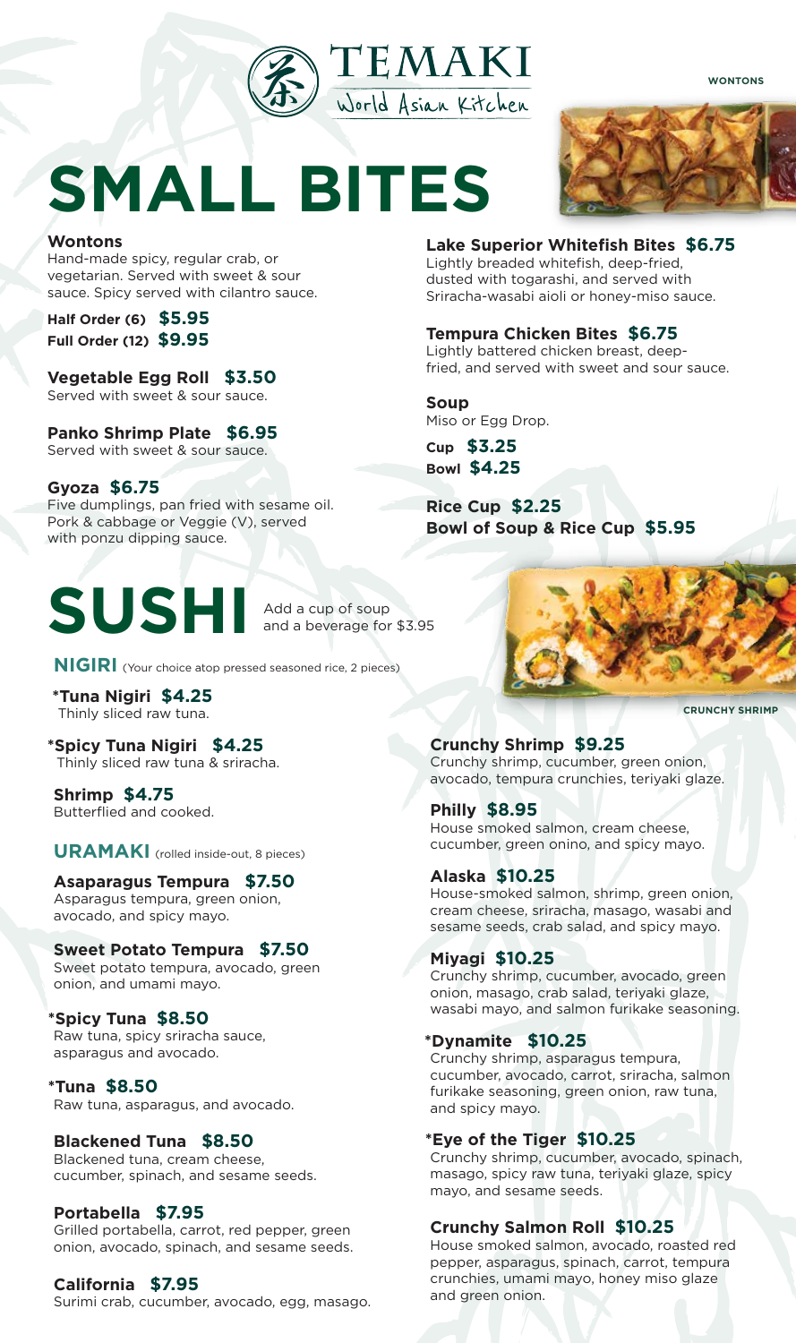# TEMAKI
World Asian Kitchen

# SMALL BITES

**Wontons**
Hand-made spicy, regular crab, or vegetarian. Served with sweet & sour sauce. Spicy served with cilantro sauce.

**Half Order (6) $5.95**
**Full Order (12) $9.95**

**Vegetable Egg Roll $3.50**
Served with sweet & sour sauce.

**Panko Shrimp Plate $6.95**
Served with sweet & sour sauce.

**Gyoza $6.75**
Five dumplings, pan fried with sesame oil. Pork & cabbage or Veggie (V), served with ponzu dipping sauce.

WONTONS

**Lake Superior Whitefish Bites $6.75**
Lightly breaded whitefish, deep-fried, dusted with togarashi, and served with Sriracha-wasabi aioli or honey-miso sauce.

**Tempura Chicken Bites $6.75**
Lightly battered chicken breast, deep-fried, and served with sweet and sour sauce.

**Soup**
Miso or Egg Drop.

**Cup $3.25**
**Bowl $4.25**

**Rice Cup $2.25**
**Bowl of Soup & Rice Cup $5.95**

# SUSHI

Add a cup of soup and a beverage for $3.95

## NIGIRI (Your choice atop pressed seasoned rice, 2 pieces)

**\*Tuna Nigiri $4.25**
Thinly sliced raw tuna.

**\*Spicy Tuna Nigiri $4.25**
Thinly sliced raw tuna & sriracha.

**Shrimp $4.75**
Butterflied and cooked.

## URAMAKI (rolled inside-out, 8 pieces)

**Asaparagus Tempura $7.50**
Asparagus tempura, green onion, avocado, and spicy mayo.

**Sweet Potato Tempura $7.50**
Sweet potato tempura, avocado, green onion, and umami mayo.

**\*Spicy Tuna $8.50**
Raw tuna, spicy sriracha sauce, asparagus and avocado.

**\*Tuna $8.50**
Raw tuna, asparagus, and avocado.

**Blackened Tuna $8.50**
Blackened tuna, cream cheese, cucumber, spinach, and sesame seeds.

**Portabella $7.95**
Grilled portabella, carrot, red pepper, green onion, avocado, spinach, and sesame seeds.

**California $7.95**
Surimi crab, cucumber, avocado, egg, masago.

CRUNCHY SHRIMP

**Crunchy Shrimp $9.25**
Crunchy shrimp, cucumber, green onion, avocado, tempura crunchies, teriyaki glaze.

**Philly $8.95**
House smoked salmon, cream cheese, cucumber, green onino, and spicy mayo.

**Alaska $10.25**
House-smoked salmon, shrimp, green onion, cream cheese, sriracha, masago, wasabi and sesame seeds, crab salad, and spicy mayo.

**Miyagi $10.25**
Crunchy shrimp, cucumber, avocado, green onion, masago, crab salad, teriyaki glaze, wasabi mayo, and salmon furikake seasoning.

**\*Dynamite $10.25**
Crunchy shrimp, asparagus tempura, cucumber, avocado, carrot, sriracha, salmon furikake seasoning, green onion, raw tuna, and spicy mayo.

**\*Eye of the Tiger $10.25**
Crunchy shrimp, cucumber, avocado, spinach, masago, spicy raw tuna, teriyaki glaze, spicy mayo, and sesame seeds.

**Crunchy Salmon Roll $10.25**
House smoked salmon, avocado, roasted red pepper, asparagus, spinach, carrot, tempura crunchies, umami mayo, honey miso glaze and green onion.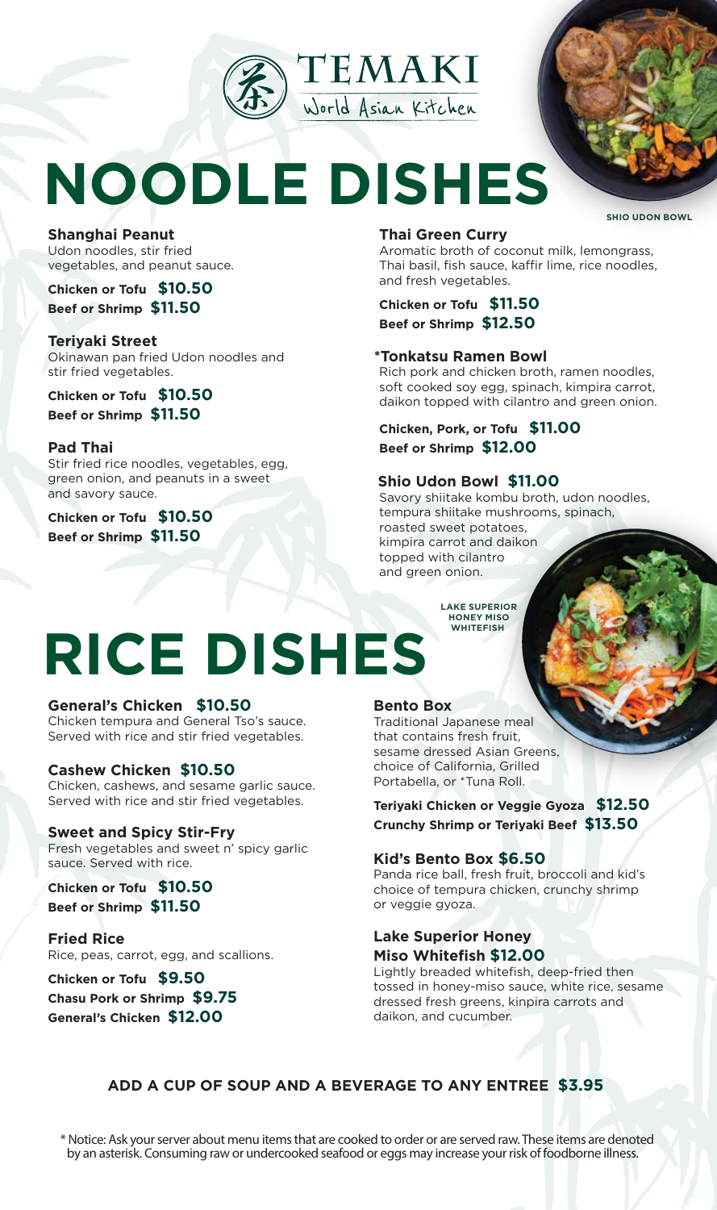# TEMAKI
World Asian Kitchen

# NOODLE DISHES

SHIO UDON BOWL

### Shanghai Peanut
Udon noodles, stir fried vegetables, and peanut sauce.

**Chicken or Tofu $10.50**
**Beef or Shrimp $11.50**

### Teriyaki Street
Okinawan pan fried Udon noodles and stir fried vegetables.

**Chicken or Tofu $10.50**
**Beef or Shrimp $11.50**

### Pad Thai
Stir fried rice noodles, vegetables, egg, green onion, and peanuts in a sweet and savory sauce.

**Chicken or Tofu $10.50**
**Beef or Shrimp $11.50**

### Thai Green Curry
Aromatic broth of coconut milk, lemongrass, Thai basil, fish sauce, kaffir lime, rice noodles, and fresh vegetables.

**Chicken or Tofu $11.50**
**Beef or Shrimp $12.50**

### *Tonkatsu Ramen Bowl
Rich pork and chicken broth, ramen noodles, soft cooked soy egg, spinach, kimpira carrot, daikon topped with cilantro and green onion.

**Chicken, Pork, or Tofu $11.00**
**Beef or Shrimp $12.00**

### Shio Udon Bowl $11.00
Savory shiitake kombu broth, udon noodles, tempura shiitake mushrooms, spinach, roasted sweet potatoes, kimpira carrot and daikon topped with cilantro and green onion.

LAKE SUPERIOR HONEY MISO WHITEFISH

# RICE DISHES

### General's Chicken $10.50
Chicken tempura and General Tso's sauce. Served with rice and stir fried vegetables.

### Cashew Chicken $10.50
Chicken, cashews, and sesame garlic sauce. Served with rice and stir fried vegetables.

### Sweet and Spicy Stir-Fry
Fresh vegetables and sweet n' spicy garlic sauce. Served with rice.

**Chicken or Tofu $10.50**
**Beef or Shrimp $11.50**

### Fried Rice
Rice, peas, carrot, egg, and scallions.

**Chicken or Tofu $9.50**
**Chasu Pork or Shrimp $9.75**
**General's Chicken $12.00**

### Bento Box
Traditional Japanese meal that contains fresh fruit, sesame dressed Asian Greens, choice of California, Grilled Portabella, or *Tuna Roll.

**Teriyaki Chicken or Veggie Gyoza $12.50**
**Crunchy Shrimp or Teriyaki Beef $13.50**

### Kid's Bento Box $6.50
Panda rice ball, fresh fruit, broccoli and kid's choice of tempura chicken, crunchy shrimp or veggie gyoza.

### Lake Superior Honey Miso Whitefish $12.00
Lightly breaded whitefish, deep-fried then tossed in honey-miso sauce, white rice, sesame dressed fresh greens, kinpira carrots and daikon, and cucumber.

**ADD A CUP OF SOUP AND A BEVERAGE TO ANY ENTREE $3.95**

* Notice: Ask your server about menu items that are cooked to order or are served raw. These items are denoted by an asterisk. Consuming raw or undercooked seafood or eggs may increase your risk of foodborne illness.